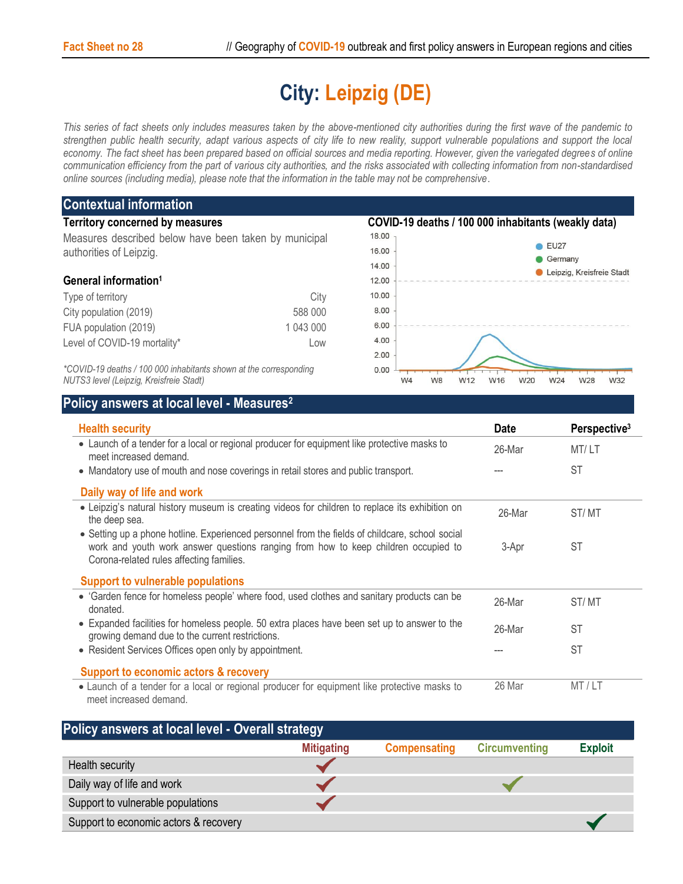# City: Leipzig (DE)

*This series of fact sheets only includes measures taken by the above-mentioned city authorities during the first wave of the pandemic to strengthen public health security, adapt various aspects of city life to new reality, support vulnerable populations and support the local economy. The fact sheet has been prepared based on official sources and media reporting. However, given the variegated degrees of online communication efficiency from the part of various city authorities, and the risks associated with collecting information from non-standardised online sources (including media), please note that the information in the table may not be comprehensive.*

## Contextual information

### Territory concerned by measures

Measures described below have been taken by municipal authorities of Leipzig.

### General information[1]

| | |
|---|---|
| Type of territory | City |
| City population (2019) | 588 000 |
| FUA population (2019) | 1 043 000 |
| Level of COVID-19 mortality* | Low |

*\*COVID-19 deaths / 100 000 inhabitants shown at the corresponding NUTS3 level (Leipzig, Kreisfreie Stadt)*

### COVID-19 deaths / 100 000 inhabitants (weakly data)

Legend: EU27; Germany; Leipzig, Kreisfreie Stadt

## Policy answers at local level - Measures[2]

| Health security | Date | Perspective[3] |
|---|---|---|
| • Launch of a tender for a local or regional producer for equipment like protective masks to meet increased demand. | 26-Mar | MT/ LT |
| • Mandatory use of mouth and nose coverings in retail stores and public transport. | --- | ST |
| **Daily way of life and work** | | |
| • Leipzig's natural history museum is creating videos for children to replace its exhibition on the deep sea. | 26-Mar | ST/ MT |
| • Setting up a phone hotline. Experienced personnel from the fields of childcare, school social work and youth work answer questions ranging from how to keep children occupied to Corona-related rules affecting families. | 3-Apr | ST |
| **Support to vulnerable populations** | | |
| • 'Garden fence for homeless people' where food, used clothes and sanitary products can be donated. | 26-Mar | ST/ MT |
| • Expanded facilities for homeless people. 50 extra places have been set up to answer to the growing demand due to the current restrictions. | 26-Mar | ST |
| • Resident Services Offices open only by appointment. | --- | ST |
| **Support to economic actors & recovery** | | |
| • Launch of a tender for a local or regional producer for equipment like protective masks to meet increased demand. | 26 Mar | MT / LT |

## Policy answers at local level - Overall strategy

| | Mitigating | Compensating | Circumventing | Exploit |
|---|---|---|---|---|
| Health security | ✓ | | | |
| Daily way of life and work | ✓ | | ✓ | |
| Support to vulnerable populations | ✓ | | | |
| Support to economic actors & recovery | | | | ✓ |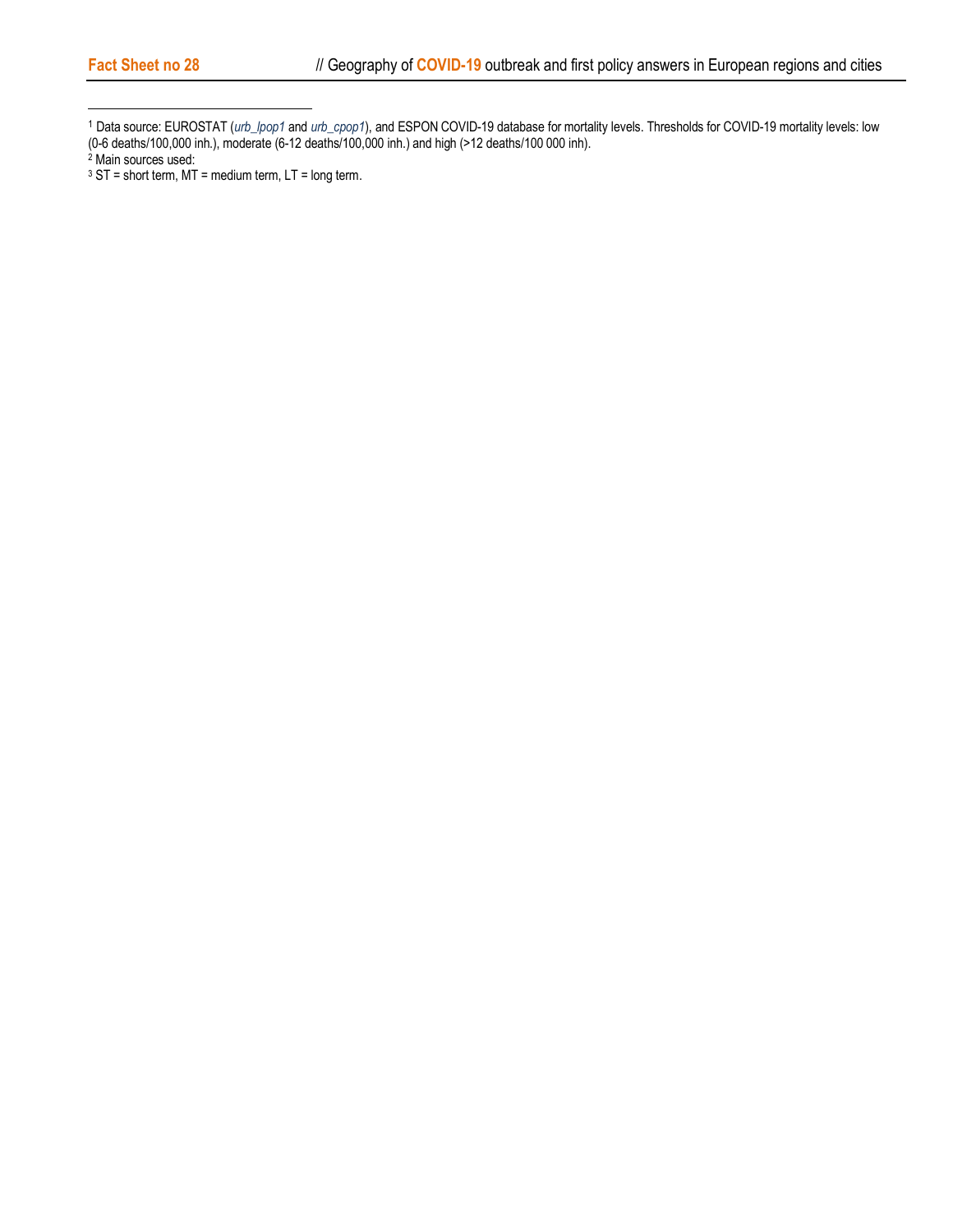[1] Data source: EUROSTAT (*urb_lpop1* and *urb_cpop1*), and ESPON COVID-19 database for mortality levels. Thresholds for COVID-19 mortality levels: low (0-6 deaths/100,000 inh.), moderate (6-12 deaths/100,000 inh.) and high (>12 deaths/100 000 inh).

[2] Main sources used:

[3] ST = short term, MT = medium term, LT = long term.